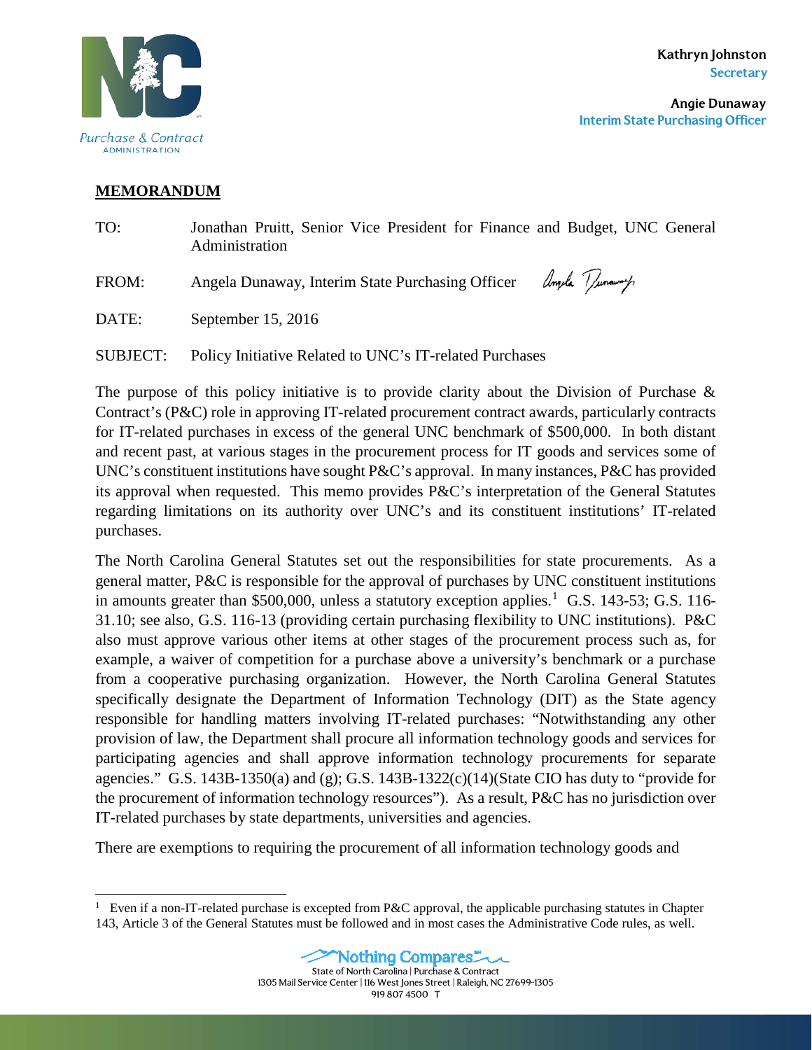Purchase & Contract ADMINISTRATION

**Kathryn Johnston**
**Secretary**

**Angie Dunaway**
**Interim State Purchasing Officer**

## MEMORANDUM

TO: Jonathan Pruitt, Senior Vice President for Finance and Budget, UNC General Administration

FROM: Angela Dunaway, Interim State Purchasing Officer

DATE: September 15, 2016

SUBJECT: Policy Initiative Related to UNC's IT-related Purchases

The purpose of this policy initiative is to provide clarity about the Division of Purchase & Contract's (P&C) role in approving IT-related procurement contract awards, particularly contracts for IT-related purchases in excess of the general UNC benchmark of $500,000. In both distant and recent past, at various stages in the procurement process for IT goods and services some of UNC's constituent institutions have sought P&C's approval. In many instances, P&C has provided its approval when requested. This memo provides P&C's interpretation of the General Statutes regarding limitations on its authority over UNC's and its constituent institutions' IT-related purchases.

The North Carolina General Statutes set out the responsibilities for state procurements. As a general matter, P&C is responsible for the approval of purchases by UNC constituent institutions in amounts greater than $500,000, unless a statutory exception applies.[1] G.S. 143-53; G.S. 116-31.10; see also, G.S. 116-13 (providing certain purchasing flexibility to UNC institutions). P&C also must approve various other items at other stages of the procurement process such as, for example, a waiver of competition for a purchase above a university's benchmark or a purchase from a cooperative purchasing organization. However, the North Carolina General Statutes specifically designate the Department of Information Technology (DIT) as the State agency responsible for handling matters involving IT-related purchases: "Notwithstanding any other provision of law, the Department shall procure all information technology goods and services for participating agencies and shall approve information technology procurements for separate agencies." G.S. 143B-1350(a) and (g); G.S. 143B-1322(c)(14)(State CIO has duty to "provide for the procurement of information technology resources"). As a result, P&C has no jurisdiction over IT-related purchases by state departments, universities and agencies.

There are exemptions to requiring the procurement of all information technology goods and

---

[1] Even if a non-IT-related purchase is excepted from P&C approval, the applicable purchasing statutes in Chapter 143, Article 3 of the General Statutes must be followed and in most cases the Administrative Code rules, as well.

Nothing Compares
State of North Carolina | Purchase & Contract
1305 Mail Service Center | 116 West Jones Street | Raleigh, NC 27699-1305
919 807 4500 T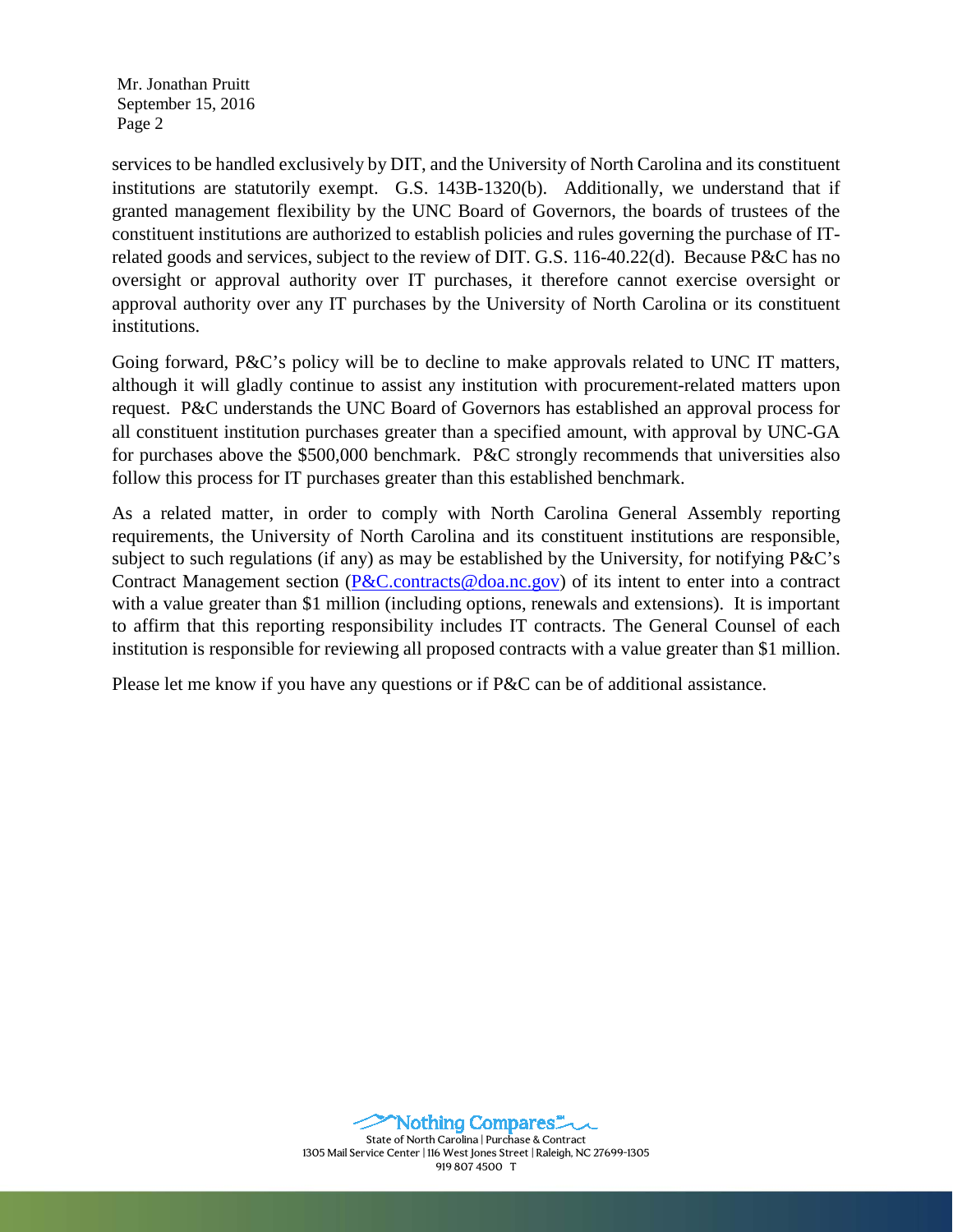services to be handled exclusively by DIT, and the University of North Carolina and its constituent institutions are statutorily exempt. G.S. 143B-1320(b). Additionally, we understand that if granted management flexibility by the UNC Board of Governors, the boards of trustees of the constituent institutions are authorized to establish policies and rules governing the purchase of IT-related goods and services, subject to the review of DIT. G.S. 116-40.22(d). Because P&C has no oversight or approval authority over IT purchases, it therefore cannot exercise oversight or approval authority over any IT purchases by the University of North Carolina or its constituent institutions.

Going forward, P&C's policy will be to decline to make approvals related to UNC IT matters, although it will gladly continue to assist any institution with procurement-related matters upon request. P&C understands the UNC Board of Governors has established an approval process for all constituent institution purchases greater than a specified amount, with approval by UNC-GA for purchases above the $500,000 benchmark. P&C strongly recommends that universities also follow this process for IT purchases greater than this established benchmark.

As a related matter, in order to comply with North Carolina General Assembly reporting requirements, the University of North Carolina and its constituent institutions are responsible, subject to such regulations (if any) as may be established by the University, for notifying P&C's Contract Management section (P&C.contracts@doa.nc.gov) of its intent to enter into a contract with a value greater than $1 million (including options, renewals and extensions). It is important to affirm that this reporting responsibility includes IT contracts. The General Counsel of each institution is responsible for reviewing all proposed contracts with a value greater than $1 million.

Please let me know if you have any questions or if P&C can be of additional assistance.